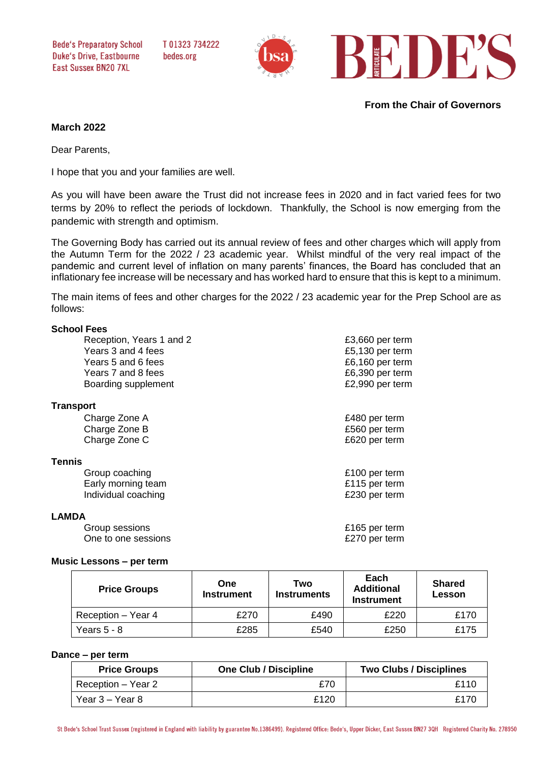Bede's Preparatory School
Duke's Drive, Eastbourne
East Sussex BN20 7XL

T 01323 734222
bedes.org

BEDE'S

**From the Chair of Governors**

**March 2022**

Dear Parents,

I hope that you and your families are well.

As you will have been aware the Trust did not increase fees in 2020 and in fact varied fees for two terms by 20% to reflect the periods of lockdown. Thankfully, the School is now emerging from the pandemic with strength and optimism.

The Governing Body has carried out its annual review of fees and other charges which will apply from the Autumn Term for the 2022 / 23 academic year. Whilst mindful of the very real impact of the pandemic and current level of inflation on many parents' finances, the Board has concluded that an inflationary fee increase will be necessary and has worked hard to ensure that this is kept to a minimum.

The main items of fees and other charges for the 2022 / 23 academic year for the Prep School are as follows:

**School Fees**

| | |
|---|---|
| Reception, Years 1 and 2 | £3,660 per term |
| Years 3 and 4 fees | £5,130 per term |
| Years 5 and 6 fees | £6,160 per term |
| Years 7 and 8 fees | £6,390 per term |
| Boarding supplement | £2,990 per term |

**Transport**

| | |
|---|---|
| Charge Zone A | £480 per term |
| Charge Zone B | £560 per term |
| Charge Zone C | £620 per term |

**Tennis**

| | |
|---|---|
| Group coaching | £100 per term |
| Early morning team | £115 per term |
| Individual coaching | £230 per term |

**LAMDA**

| | |
|---|---|
| Group sessions | £165 per term |
| One to one sessions | £270 per term |

**Music Lessons – per term**

| Price Groups | One Instrument | Two Instruments | Each Additional Instrument | Shared Lesson |
|---|---|---|---|---|
| Reception – Year 4 | £270 | £490 | £220 | £170 |
| Years 5 - 8 | £285 | £540 | £250 | £175 |

**Dance – per term**

| Price Groups | One Club / Discipline | Two Clubs / Disciplines |
|---|---|---|
| Reception – Year 2 | £70 | £110 |
| Year 3 – Year 8 | £120 | £170 |

St Bede's School Trust Sussex (registered in England with liability by guarantee No.1386499). Registered Office: Bede's, Upper Dicker, East Sussex BN27 3QH Registered Charity No. 278950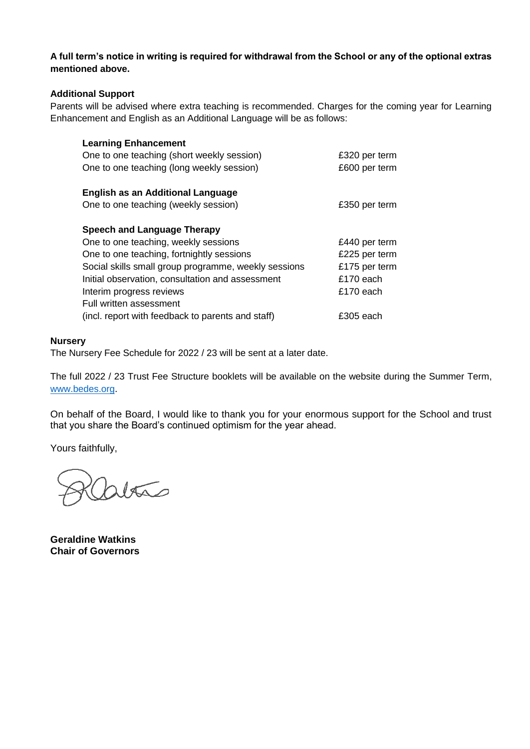**A full term's notice in writing is required for withdrawal from the School or any of the optional extras mentioned above.**

**Additional Support**

Parents will be advised where extra teaching is recommended. Charges for the coming year for Learning Enhancement and English as an Additional Language will be as follows:

| | |
|---|---|
| **Learning Enhancement** | |
| One to one teaching (short weekly session) | £320 per term |
| One to one teaching (long weekly session) | £600 per term |
| **English as an Additional Language** | |
| One to one teaching (weekly session) | £350 per term |
| **Speech and Language Therapy** | |
| One to one teaching, weekly sessions | £440 per term |
| One to one teaching, fortnightly sessions | £225 per term |
| Social skills small group programme, weekly sessions | £175 per term |
| Initial observation, consultation and assessment | £170 each |
| Interim progress reviews | £170 each |
| Full written assessment (incl. report with feedback to parents and staff) | £305 each |

**Nursery**

The Nursery Fee Schedule for 2022 / 23 will be sent at a later date.

The full 2022 / 23 Trust Fee Structure booklets will be available on the website during the Summer Term, www.bedes.org.

On behalf of the Board, I would like to thank you for your enormous support for the School and trust that you share the Board's continued optimism for the year ahead.

Yours faithfully,

**Geraldine Watkins**
**Chair of Governors**